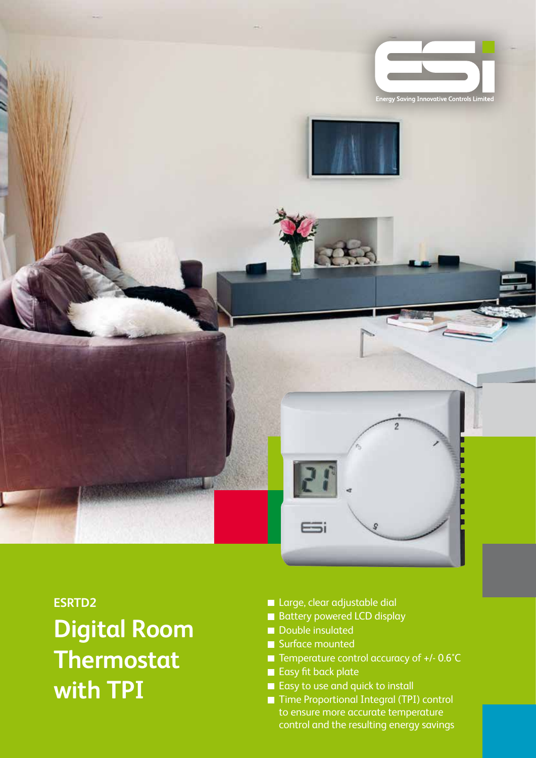Energy Saving Innovative Controls Limited

ESRTD2

# Digital Room Thermostat with TPI

- Large, clear adjustable dial
- Battery powered LCD display
- Double insulated
- Surface mounted
- Temperature control accuracy of +/- 0.6˚C
- Easy fit back plate
- Easy to use and quick to install
- Time Proportional Integral (TPI) control to ensure more accurate temperature control and the resulting energy savings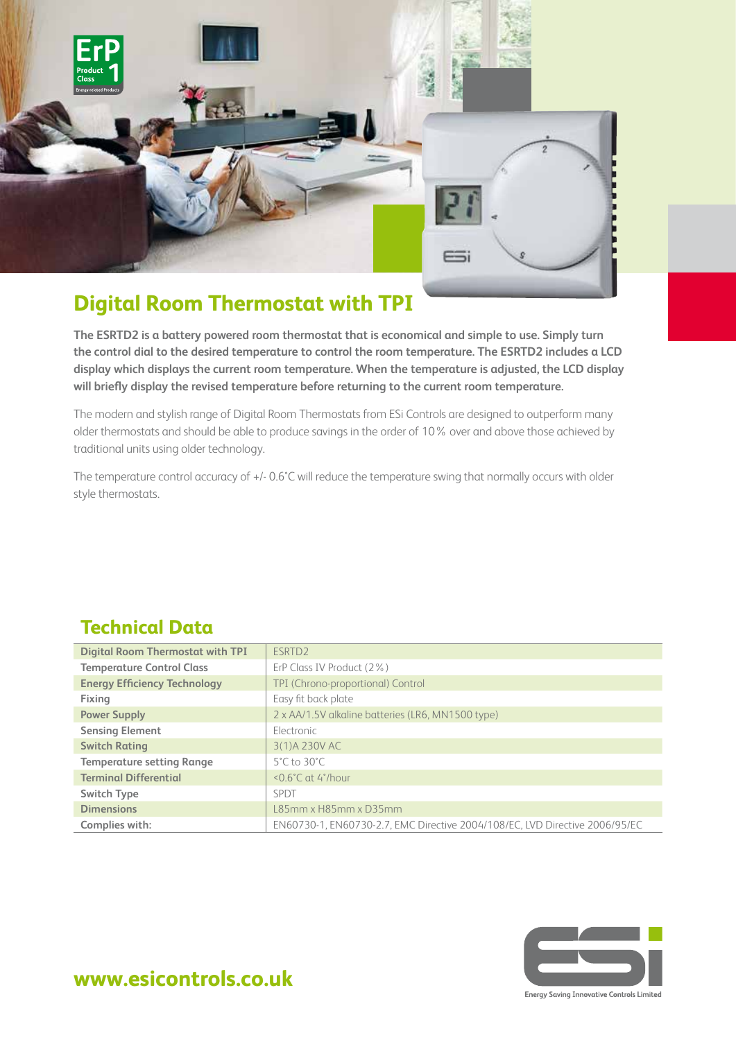## Digital Room Thermostat with TPI

**The ESRTD2 is a battery powered room thermostat that is economical and simple to use. Simply turn the control dial to the desired temperature to control the room temperature. The ESRTD2 includes a LCD display which displays the current room temperature. When the temperature is adjusted, the LCD display will briefly display the revised temperature before returning to the current room temperature.**

The modern and stylish range of Digital Room Thermostats from ESi Controls are designed to outperform many older thermostats and should be able to produce savings in the order of 10% over and above those achieved by traditional units using older technology.

The temperature control accuracy of +/- 0.6˚C will reduce the temperature swing that normally occurs with older style thermostats.

## Technical Data

| | |
|---|---|
| **Digital Room Thermostat with TPI** | ESRTD2 |
| **Temperature Control Class** | ErP Class IV Product (2%) |
| **Energy Efficiency Technology** | TPI (Chrono-proportional) Control |
| **Fixing** | Easy fit back plate |
| **Power Supply** | 2 x AA/1.5V alkaline batteries (LR6, MN1500 type) |
| **Sensing Element** | Electronic |
| **Switch Rating** | 3(1)A 230V AC |
| **Temperature setting Range** | 5˚C to 30˚C |
| **Terminal Differential** | <0.6˚C at 4˚/hour |
| **Switch Type** | SPDT |
| **Dimensions** | L85mm x H85mm x D35mm |
| **Complies with:** | EN60730-1, EN60730-2.7, EMC Directive 2004/108/EC, LVD Directive 2006/95/EC |

**www.esicontrols.co.uk**

Energy Saving Innovative Controls Limited